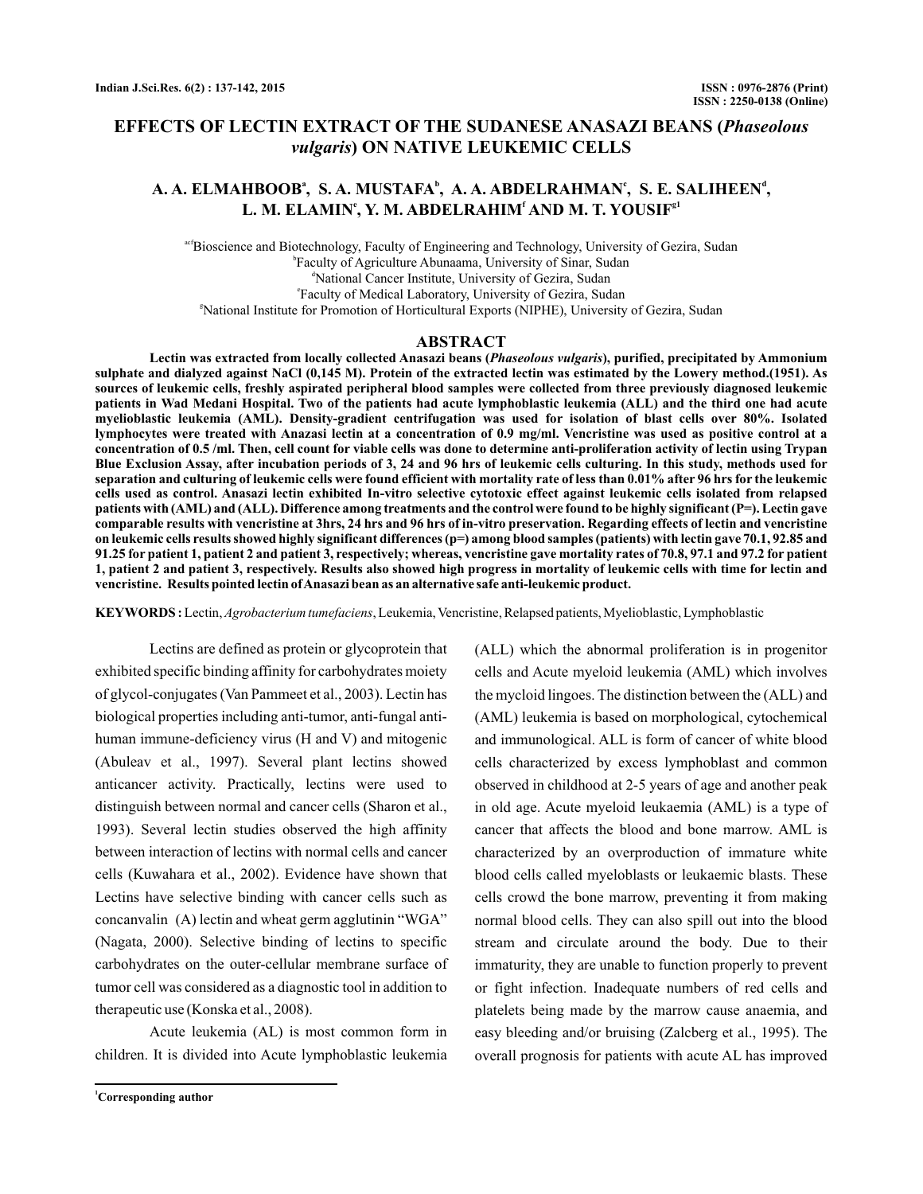# EFFECTS OF LECTIN EXTRACT OF THE SUDANESE ANASAZI BEANS (*Phaseolous vulgaris*) ON NATIVE LEUKEMIC CELLS

**A. A. ELMAHBOOB[a], S. A. MUSTAFA[b], A. A. ABDELRAHMAN[c], S. E. SALIHEEN[d], L. M. ELAMIN[e], Y. M. ABDELRAHIM[f] AND M. T. YOUSIF[g1]**

[acf]Bioscience and Biotechnology, Faculty of Engineering and Technology, University of Gezira, Sudan
[b]Faculty of Agriculture Abunaama, University of Sinar, Sudan
[d]National Cancer Institute, University of Gezira, Sudan
[e]Faculty of Medical Laboratory, University of Gezira, Sudan
[g]National Institute for Promotion of Horticultural Exports (NIPHE), University of Gezira, Sudan

## ABSTRACT

**Lectin was extracted from locally collected Anasazi beans (*Phaseolous vulgaris*), purified, precipitated by Ammonium sulphate and dialyzed against NaCl (0,145 M). Protein of the extracted lectin was estimated by the Lowery method.(1951). As sources of leukemic cells, freshly aspirated peripheral blood samples were collected from three previously diagnosed leukemic patients in Wad Medani Hospital. Two of the patients had acute lymphoblastic leukemia (ALL) and the third one had acute myelioblastic leukemia (AML). Density-gradient centrifugation was used for isolation of blast cells over 80%. Isolated lymphocytes were treated with Anazasi lectin at a concentration of 0.9 mg/ml. Vencristine was used as positive control at a concentration of 0.5 /ml. Then, cell count for viable cells was done to determine anti-proliferation activity of lectin using Trypan Blue Exclusion Assay, after incubation periods of 3, 24 and 96 hrs of leukemic cells culturing. In this study, methods used for separation and culturing of leukemic cells were found efficient with mortality rate of less than 0.01% after 96 hrs for the leukemic cells used as control. Anasazi lectin exhibited In-vitro selective cytotoxic effect against leukemic cells isolated from relapsed patients with (AML) and (ALL). Difference among treatments and the control were found to be highly significant (P=). Lectin gave comparable results with vencristine at 3hrs, 24 hrs and 96 hrs of in-vitro preservation. Regarding effects of lectin and vencristine on leukemic cells results showed highly significant differences (p=) among blood samples (patients) with lectin gave 70.1, 92.85 and 91.25 for patient 1, patient 2 and patient 3, respectively; whereas, vencristine gave mortality rates of 70.8, 97.1 and 97.2 for patient 1, patient 2 and patient 3, respectively. Results also showed high progress in mortality of leukemic cells with time for lectin and vencristine. Results pointed lectin of Anasazi bean as an alternative safe anti-leukemic product.**

**KEYWORDS :** Lectin, *Agrobacterium tumefaciens*, Leukemia, Vencristine, Relapsed patients, Myelioblastic, Lymphoblastic

Lectins are defined as protein or glycoprotein that exhibited specific binding affinity for carbohydrates moiety of glycol-conjugates (Van Pammeet et al., 2003). Lectin has biological properties including anti-tumor, anti-fungal anti-human immune-deficiency virus (H and V) and mitogenic (Abuleav et al., 1997). Several plant lectins showed anticancer activity. Practically, lectins were used to distinguish between normal and cancer cells (Sharon et al., 1993). Several lectin studies observed the high affinity between interaction of lectins with normal cells and cancer cells (Kuwahara et al., 2002). Evidence have shown that Lectins have selective binding with cancer cells such as concanvalin (A) lectin and wheat germ agglutinin "WGA" (Nagata, 2000). Selective binding of lectins to specific carbohydrates on the outer-cellular membrane surface of tumor cell was considered as a diagnostic tool in addition to therapeutic use (Konska et al., 2008).

Acute leukemia (AL) is most common form in children. It is divided into Acute lymphoblastic leukemia (ALL) which the abnormal proliferation is in progenitor cells and Acute myeloid leukemia (AML) which involves the mycloid lingoes. The distinction between the (ALL) and (AML) leukemia is based on morphological, cytochemical and immunological. ALL is form of cancer of white blood cells characterized by excess lymphoblast and common observed in childhood at 2-5 years of age and another peak in old age. Acute myeloid leukaemia (AML) is a type of cancer that affects the blood and bone marrow. AML is characterized by an overproduction of immature white blood cells called myeloblasts or leukaemic blasts. These cells crowd the bone marrow, preventing it from making normal blood cells. They can also spill out into the blood stream and circulate around the body. Due to their immaturity, they are unable to function properly to prevent or fight infection. Inadequate numbers of red cells and platelets being made by the marrow cause anaemia, and easy bleeding and/or bruising (Zalcberg et al., 1995). The overall prognosis for patients with acute AL has improved

[1]Corresponding author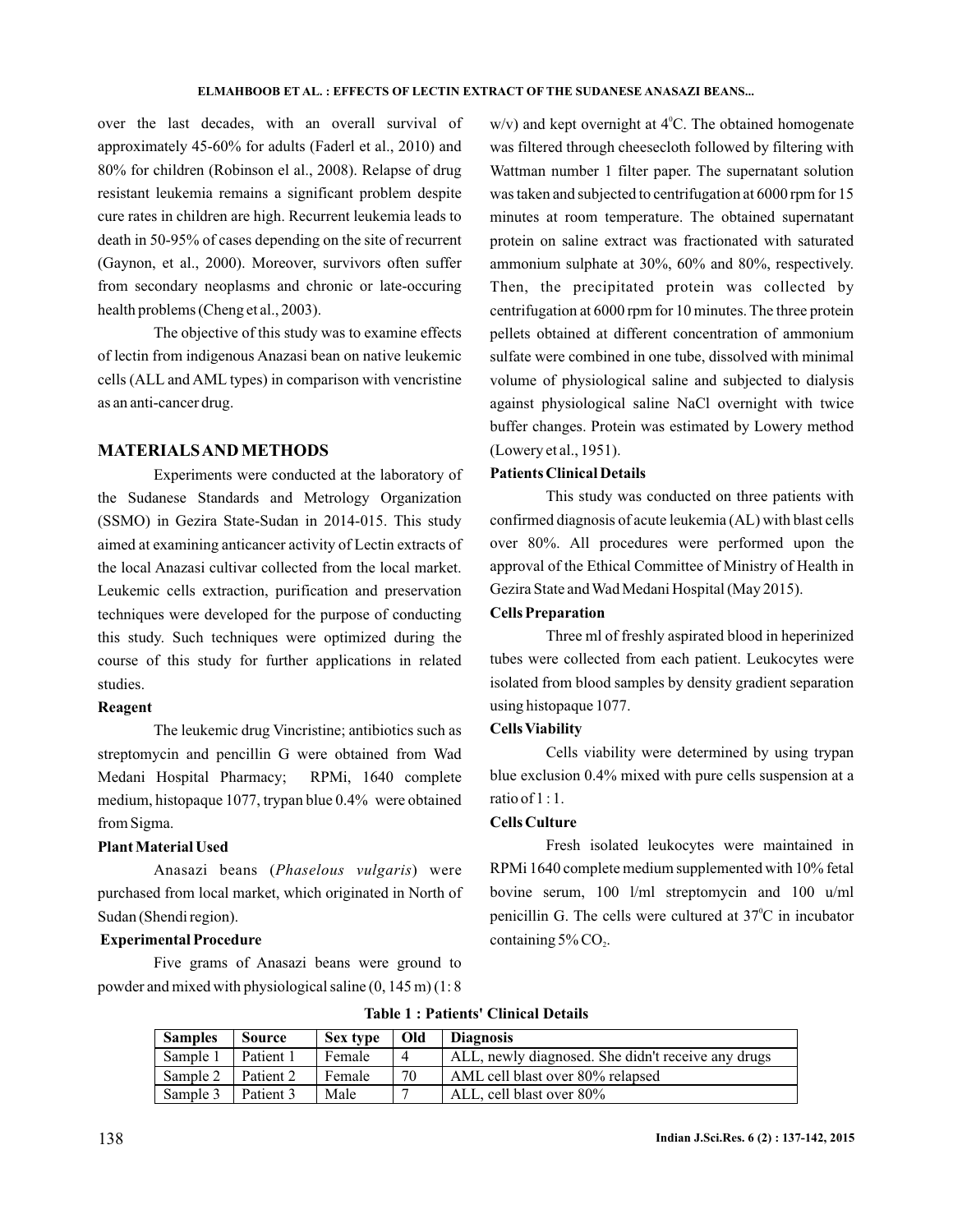over the last decades, with an overall survival of approximately 45-60% for adults (Faderl et al., 2010) and 80% for children (Robinson el al., 2008). Relapse of drug resistant leukemia remains a significant problem despite cure rates in children are high. Recurrent leukemia leads to death in 50-95% of cases depending on the site of recurrent (Gaynon, et al., 2000). Moreover, survivors often suffer from secondary neoplasms and chronic or late-occuring health problems (Cheng et al., 2003).

The objective of this study was to examine effects of lectin from indigenous Anazasi bean on native leukemic cells (ALL and AML types) in comparison with vencristine as an anti-cancer drug.

## MATERIALS AND METHODS

Experiments were conducted at the laboratory of the Sudanese Standards and Metrology Organization (SSMO) in Gezira State-Sudan in 2014-015. This study aimed at examining anticancer activity of Lectin extracts of the local Anazasi cultivar collected from the local market. Leukemic cells extraction, purification and preservation techniques were developed for the purpose of conducting this study. Such techniques were optimized during the course of this study for further applications in related studies.

### Reagent

The leukemic drug Vincristine; antibiotics such as streptomycin and pencillin G were obtained from Wad Medani Hospital Pharmacy; RPMi, 1640 complete medium, histopaque 1077, trypan blue 0.4% were obtained from Sigma.

### Plant Material Used

Anasazi beans (*Phaselous vulgaris*) were purchased from local market, which originated in North of Sudan (Shendi region).

### Experimental Procedure

Five grams of Anasazi beans were ground to powder and mixed with physiological saline (0, 145 m) (1: 8 w/v) and kept overnight at $4^0$C. The obtained homogenate was filtered through cheesecloth followed by filtering with Wattman number 1 filter paper. The supernatant solution was taken and subjected to centrifugation at 6000 rpm for 15 minutes at room temperature. The obtained supernatant protein on saline extract was fractionated with saturated ammonium sulphate at 30%, 60% and 80%, respectively. Then, the precipitated protein was collected by centrifugation at 6000 rpm for 10 minutes. The three protein pellets obtained at different concentration of ammonium sulfate were combined in one tube, dissolved with minimal volume of physiological saline and subjected to dialysis against physiological saline NaCl overnight with twice buffer changes. Protein was estimated by Lowery method (Lowery et al., 1951).

### Patients Clinical Details

This study was conducted on three patients with confirmed diagnosis of acute leukemia (AL) with blast cells over 80%. All procedures were performed upon the approval of the Ethical Committee of Ministry of Health in Gezira State and Wad Medani Hospital (May 2015).

### Cells Preparation

Three ml of freshly aspirated blood in heperinized tubes were collected from each patient. Leukocytes were isolated from blood samples by density gradient separation using histopaque 1077.

### Cells Viability

Cells viability were determined by using trypan blue exclusion 0.4% mixed with pure cells suspension at a ratio of 1 : 1.

### Cells Culture

Fresh isolated leukocytes were maintained in RPMi 1640 complete medium supplemented with 10% fetal bovine serum, 100 l/ml streptomycin and 100 u/ml penicillin G. The cells were cultured at $37^0$C in incubator containing 5% $CO_2$.

**Table 1 : Patients' Clinical Details**

| Samples | Source | Sex type | Old | Diagnosis |
|---|---|---|---|---|
| Sample 1 | Patient 1 | Female | 4 | ALL, newly diagnosed. She didn't receive any drugs |
| Sample 2 | Patient 2 | Female | 70 | AML cell blast over 80% relapsed |
| Sample 3 | Patient 3 | Male | 7 | ALL, cell blast over 80% |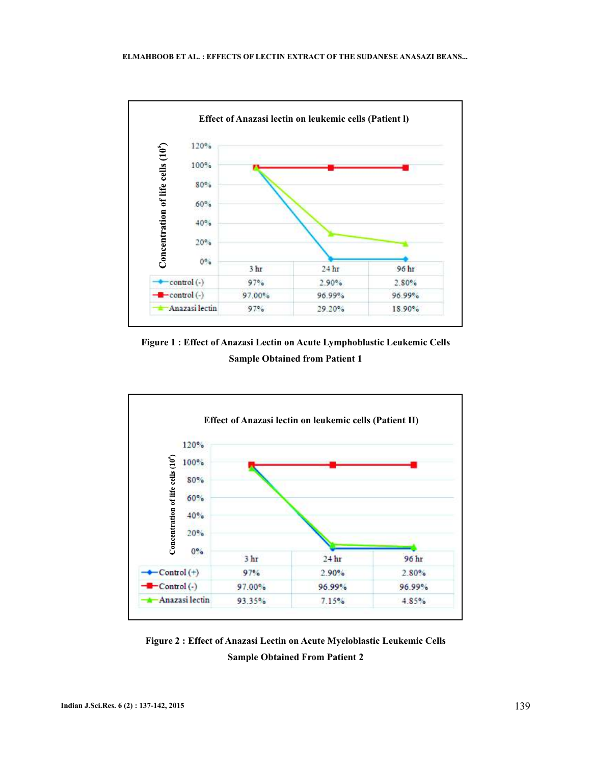**Effect of Anazasi lectin on leukemic cells (Patient I)**

| | 3 hr | 24 hr | 96 hr |
|---|---|---|---|
| control (-) | 97% | 2.90% | 2.80% |
| control (-) | 97.00% | 96.99% | 96.99% |
| Anazasi lectin | 97% | 29.20% | 18.90% |

**Figure 1 : Effect of Anazasi Lectin on Acute Lymphoblastic Leukemic Cells Sample Obtained from Patient 1**

**Effect of Anazasi lectin on leukemic cells (Patient II)**

| | 3 hr | 24 hr | 96 hr |
|---|---|---|---|
| Control (+) | 97% | 2.90% | 2.80% |
| Control (-) | 97.00% | 96.99% | 96.99% |
| Anazasi lectin | 93.35% | 7.15% | 4.85% |

**Figure 2 : Effect of Anazasi Lectin on Acute Myeloblastic Leukemic Cells Sample Obtained From Patient 2**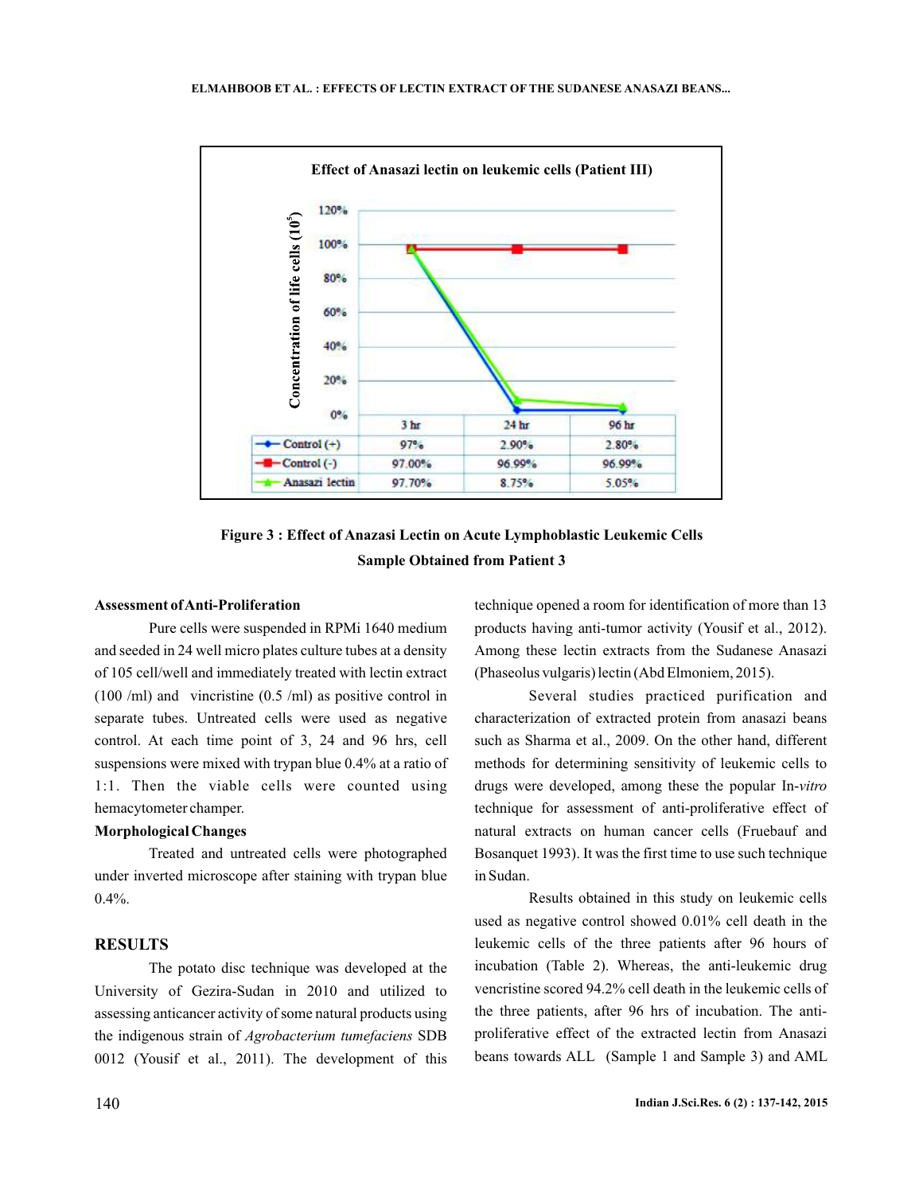**Effect of Anasazi lectin on leukemic cells (Patient III)**

|  | 3 hr | 24 hr | 96 hr |
|---|---|---|---|
| Control (+) | 97% | 2.90% | 2.80% |
| Control (-) | 97.00% | 96.99% | 96.99% |
| Anasazi lectin | 97.70% | 8.75% | 5.05% |

**Figure 3 : Effect of Anazasi Lectin on Acute Lymphoblastic Leukemic Cells Sample Obtained from Patient 3**

**Assessment of Anti-Proliferation**

Pure cells were suspended in RPMi 1640 medium and seeded in 24 well micro plates culture tubes at a density of 105 cell/well and immediately treated with lectin extract (100 /ml) and vincristine (0.5 /ml) as positive control in separate tubes. Untreated cells were used as negative control. At each time point of 3, 24 and 96 hrs, cell suspensions were mixed with trypan blue 0.4% at a ratio of 1:1. Then the viable cells were counted using hemacytometer champer.

**Morphological Changes**

Treated and untreated cells were photographed under inverted microscope after staining with trypan blue 0.4%.

## RESULTS

The potato disc technique was developed at the University of Gezira-Sudan in 2010 and utilized to assessing anticancer activity of some natural products using the indigenous strain of *Agrobacterium tumefaciens* SDB 0012 (Yousif et al., 2011). The development of this technique opened a room for identification of more than 13 products having anti-tumor activity (Yousif et al., 2012). Among these lectin extracts from the Sudanese Anasazi (Phaseolus vulgaris) lectin (Abd Elmoniem, 2015).

Several studies practiced purification and characterization of extracted protein from anasazi beans such as Sharma et al., 2009. On the other hand, different methods for determining sensitivity of leukemic cells to drugs were developed, among these the popular In-*vitro* technique for assessment of anti-proliferative effect of natural extracts on human cancer cells (Fruebauf and Bosanquet 1993). It was the first time to use such technique in Sudan.

Results obtained in this study on leukemic cells used as negative control showed 0.01% cell death in the leukemic cells of the three patients after 96 hours of incubation (Table 2). Whereas, the anti-leukemic drug vencristine scored 94.2% cell death in the leukemic cells of the three patients, after 96 hrs of incubation. The anti-proliferative effect of the extracted lectin from Anasazi beans towards ALL (Sample 1 and Sample 3) and AML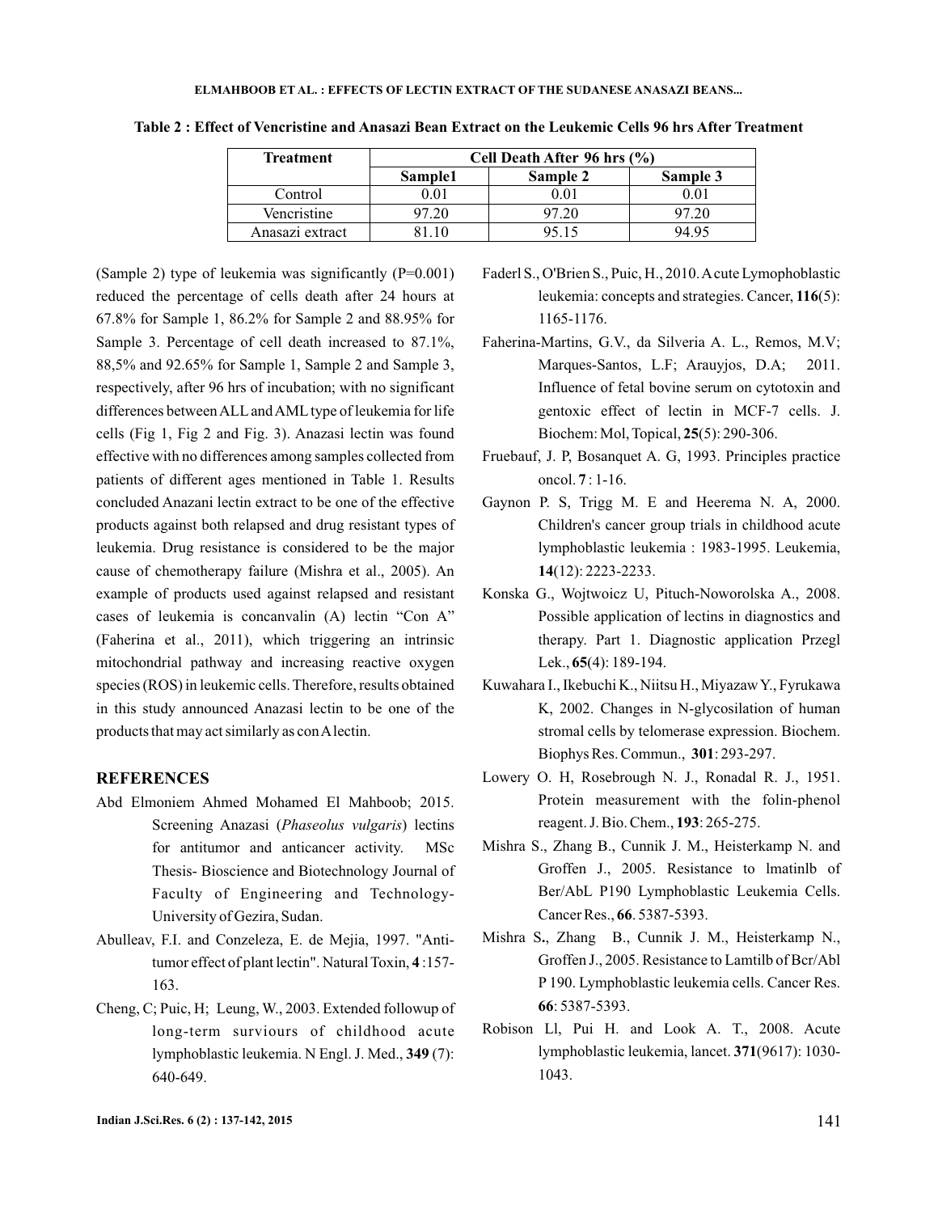**Table 2 : Effect of Vencristine and Anasazi Bean Extract on the Leukemic Cells 96 hrs After Treatment**

| Treatment | Cell Death After 96 hrs (%) | | |
|---|---|---|---|
| | Sample1 | Sample 2 | Sample 3 |
| Control | 0.01 | 0.01 | 0.01 |
| Vencristine | 97.20 | 97.20 | 97.20 |
| Anasazi extract | 81.10 | 95.15 | 94.95 |

(Sample 2) type of leukemia was significantly (P=0.001) reduced the percentage of cells death after 24 hours at 67.8% for Sample 1, 86.2% for Sample 2 and 88.95% for Sample 3. Percentage of cell death increased to 87.1%, 88,5% and 92.65% for Sample 1, Sample 2 and Sample 3, respectively, after 96 hrs of incubation; with no significant differences between ALL and AML type of leukemia for life cells (Fig 1, Fig 2 and Fig. 3). Anazasi lectin was found effective with no differences among samples collected from patients of different ages mentioned in Table 1. Results concluded Anazani lectin extract to be one of the effective products against both relapsed and drug resistant types of leukemia. Drug resistance is considered to be the major cause of chemotherapy failure (Mishra et al., 2005). An example of products used against relapsed and resistant cases of leukemia is concanvalin (A) lectin "Con A" (Faherina et al., 2011), which triggering an intrinsic mitochondrial pathway and increasing reactive oxygen species (ROS) in leukemic cells. Therefore, results obtained in this study announced Anazasi lectin to be one of the products that may act similarly as con A lectin.

## REFERENCES

Abd Elmoniem Ahmed Mohamed El Mahboob; 2015. Screening Anazasi (*Phaseolus vulgaris*) lectins for antitumor and anticancer activity. MSc Thesis- Bioscience and Biotechnology Journal of Faculty of Engineering and Technology-University of Gezira, Sudan.

Abulleav, F.I. and Conzeleza, E. de Mejia, 1997. "Anti-tumor effect of plant lectin". Natural Toxin, **4** :157-163.

Cheng, C; Puic, H; Leung, W., 2003. Extended followup of long-term surviours of childhood acute lymphoblastic leukemia. N Engl. J. Med., **349** (7): 640-649.

Faderl S., O'Brien S., Puic, H., 2010. Acute Lymophoblastic leukemia: concepts and strategies. Cancer, **116**(5): 1165-1176.

Faherina-Martins, G.V., da Silveria A. L., Remos, M.V; Marques-Santos, L.F; Arauyjos, D.A; 2011. Influence of fetal bovine serum on cytotoxin and gentoxic effect of lectin in MCF-7 cells. J. Biochem: Mol, Topical, **25**(5): 290-306.

Fruebauf, J. P, Bosanquet A. G, 1993. Principles practice oncol. **7** : 1-16.

Gaynon P. S, Trigg M. E and Heerema N. A, 2000. Children's cancer group trials in childhood acute lymphoblastic leukemia : 1983-1995. Leukemia, **14**(12): 2223-2233.

Konska G., Wojtwoicz U, Pituch-Noworolska A., 2008. Possible application of lectins in diagnostics and therapy. Part 1. Diagnostic application Przegl Lek., **65**(4): 189-194.

Kuwahara I., Ikebuchi K., Niitsu H., Miyazaw Y., Fyrukawa K, 2002. Changes in N-glycosilation of human stromal cells by telomerase expression. Biochem. Biophys Res. Commun., **301**: 293-297.

Lowery O. H, Rosebrough N. J., Ronadal R. J., 1951. Protein measurement with the folin-phenol reagent. J. Bio. Chem., **193**: 265-275.

Mishra S., Zhang B., Cunnik J. M., Heisterkamp N. and Groffen J., 2005. Resistance to lmatinlb of Ber/AbL P190 Lymphoblastic Leukemia Cells. Cancer Res., **66**. 5387-5393.

Mishra S**.**, Zhang B., Cunnik J. M., Heisterkamp N., Groffen J., 2005. Resistance to Lamtilb of Bcr/Abl P 190. Lymphoblastic leukemia cells. Cancer Res. **66**: 5387-5393.

Robison Ll, Pui H. and Look A. T., 2008. Acute lymphoblastic leukemia, lancet. **371**(9617): 1030-1043.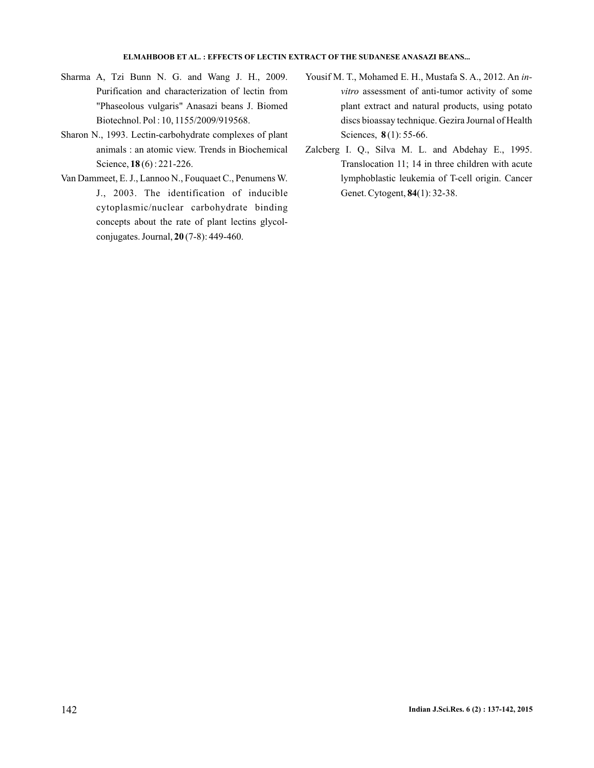Sharma A, Tzi Bunn N. G. and Wang J. H., 2009. Purification and characterization of lectin from "Phaseolous vulgaris" Anasazi beans J. Biomed Biotechnol. Pol : 10, 1155/2009/919568.

Sharon N., 1993. Lectin-carbohydrate complexes of plant animals : an atomic view. Trends in Biochemical Science, **18** (6) : 221-226.

Van Dammeet, E. J., Lannoo N., Fouquaet C., Penumens W. J., 2003. The identification of inducible cytoplasmic/nuclear carbohydrate binding concepts about the rate of plant lectins glycol-conjugates. Journal, **20** (7-8): 449-460.

Yousif M. T., Mohamed E. H., Mustafa S. A., 2012. An *in-vitro* assessment of anti-tumor activity of some plant extract and natural products, using potato discs bioassay technique. Gezira Journal of Health Sciences, **8** (1): 55-66.

Zalcberg I. Q., Silva M. L. and Abdehay E., 1995. Translocation 11; 14 in three children with acute lymphoblastic leukemia of T-cell origin. Cancer Genet. Cytogent, **84**(1): 32-38.